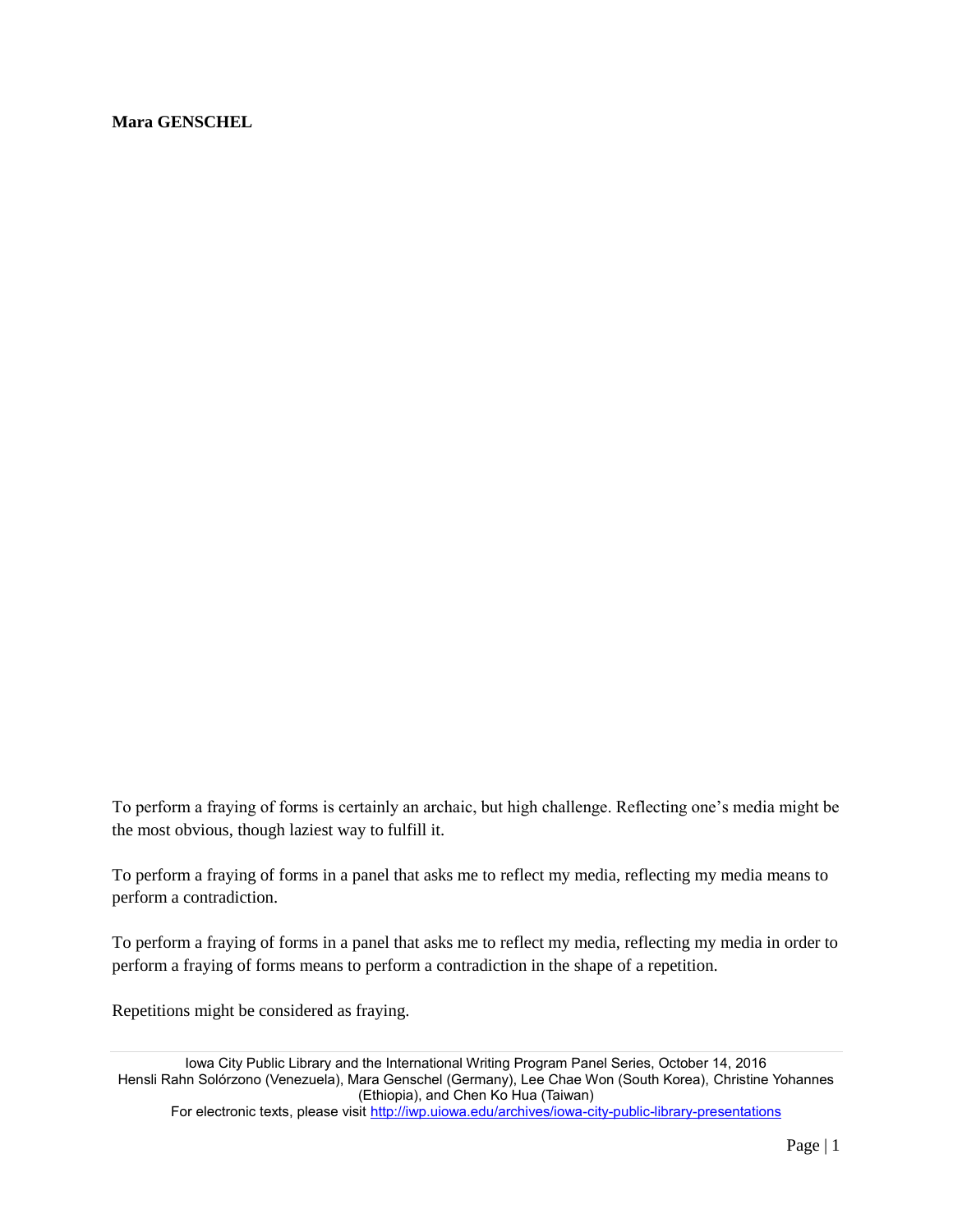**Mara GENSCHEL**

To perform a fraying of forms is certainly an archaic, but high challenge. Reflecting one's media might be the most obvious, though laziest way to fulfill it.

To perform a fraying of forms in a panel that asks me to reflect my media, reflecting my media means to perform a contradiction.

To perform a fraying of forms in a panel that asks me to reflect my media, reflecting my media in order to perform a fraying of forms means to perform a contradiction in the shape of a repetition.

Repetitions might be considered as fraying.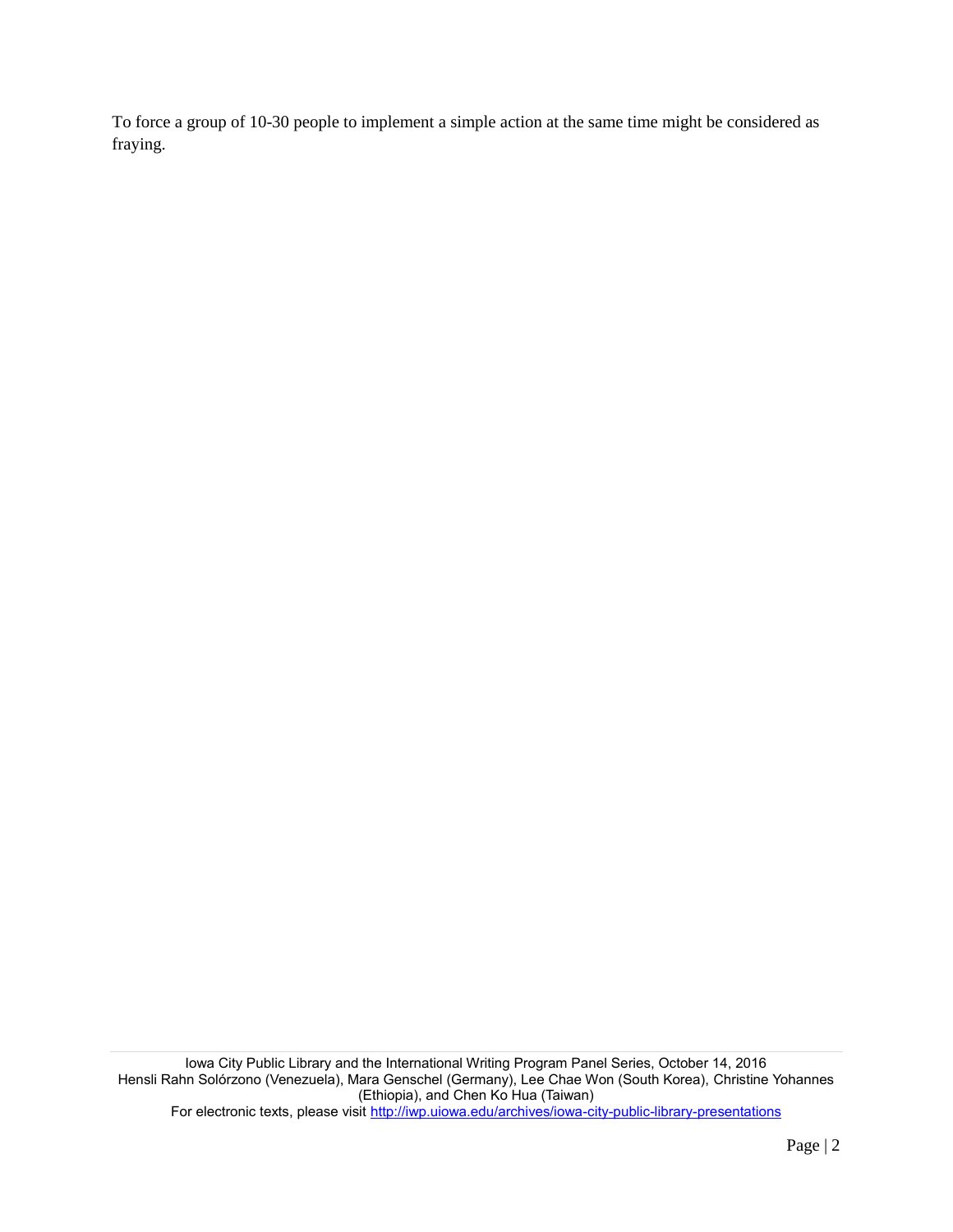To force a group of 10-30 people to implement a simple action at the same time might be considered as fraying.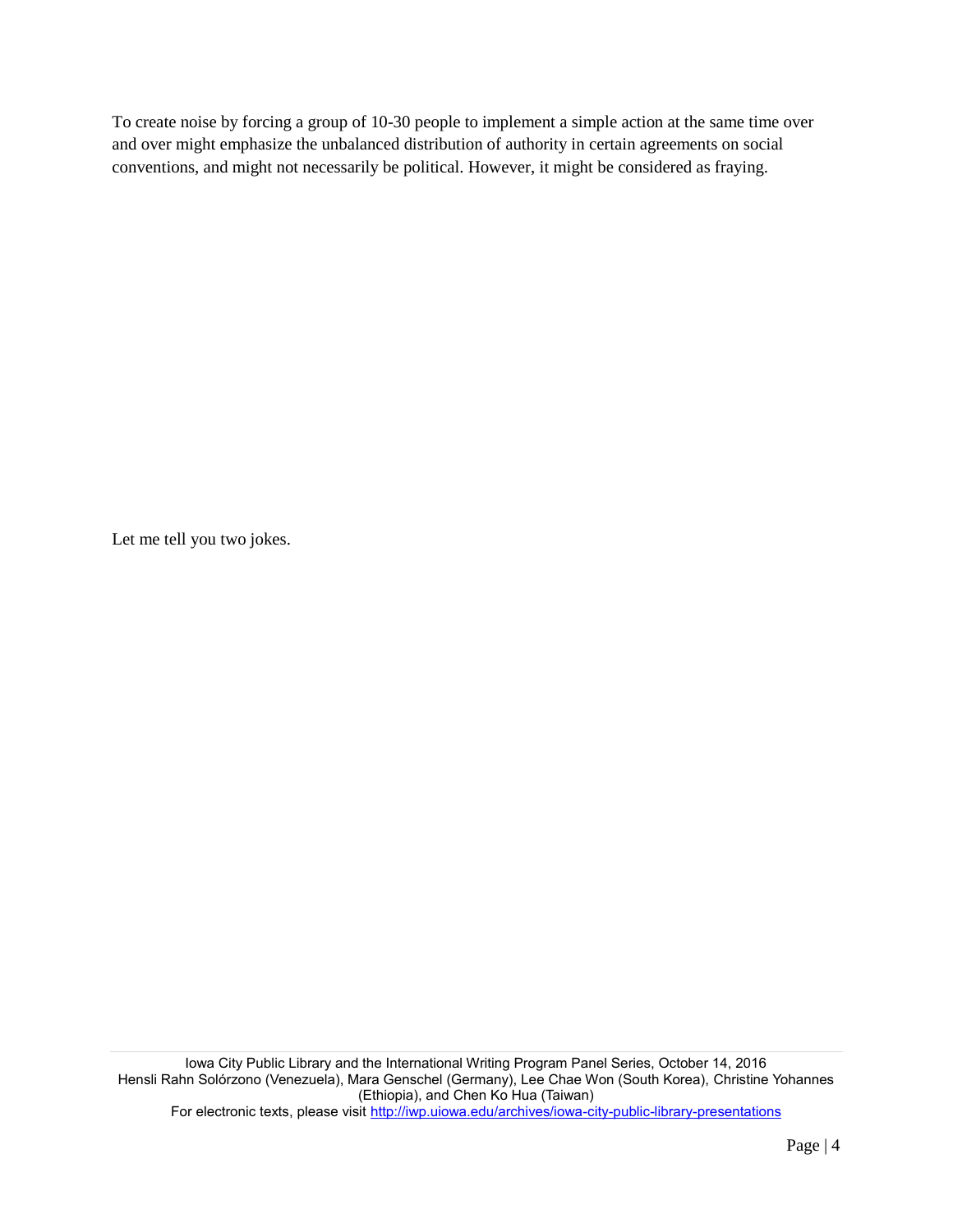To create noise by forcing a group of 10-30 people to implement a simple action at the same time over and over might emphasize the unbalanced distribution of authority in certain agreements on social conventions, and might not necessarily be political. However, it might be considered as fraying.

Let me tell you two jokes.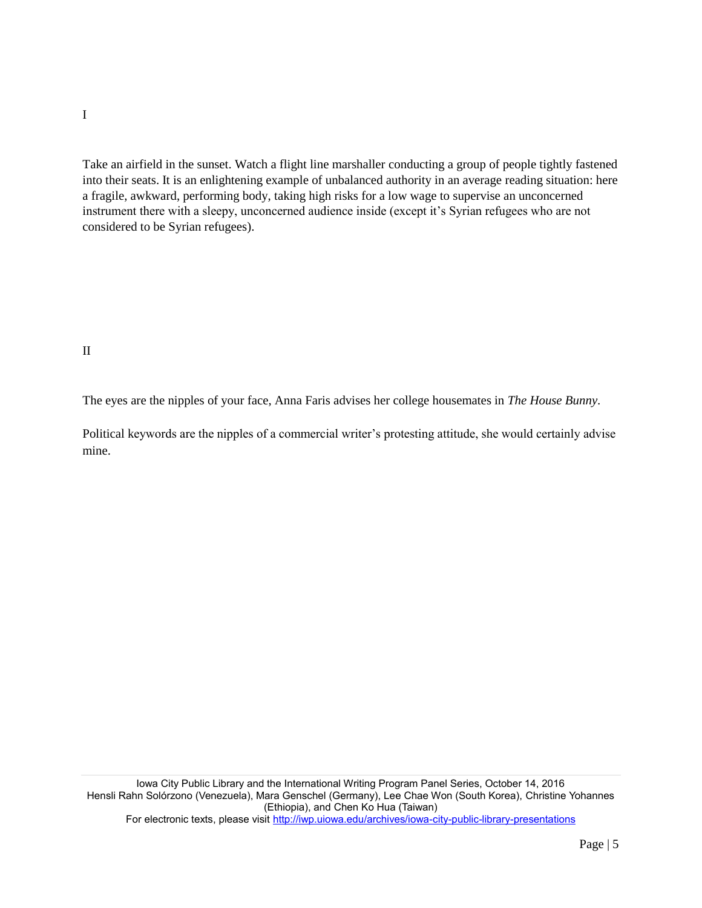I

Take an airfield in the sunset. Watch a flight line marshaller conducting a group of people tightly fastened into their seats. It is an enlightening example of unbalanced authority in an average reading situation: here a fragile, awkward, performing body, taking high risks for a low wage to supervise an unconcerned instrument there with a sleepy, unconcerned audience inside (except it's Syrian refugees who are not considered to be Syrian refugees).

II

The eyes are the nipples of your face, Anna Faris advises her college housemates in *The House Bunny*.

Political keywords are the nipples of a commercial writer's protesting attitude, she would certainly advise mine.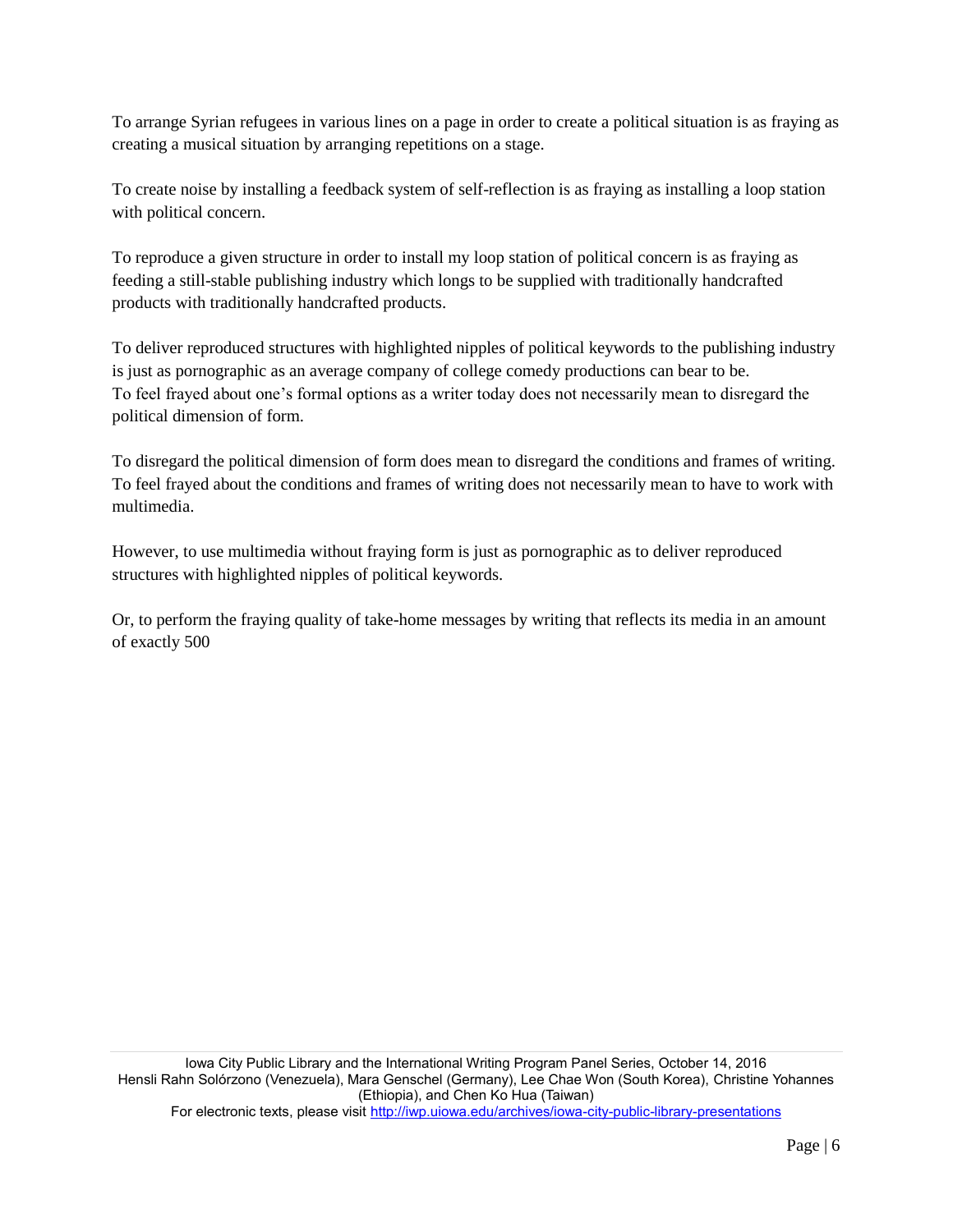To arrange Syrian refugees in various lines on a page in order to create a political situation is as fraying as creating a musical situation by arranging repetitions on a stage.

To create noise by installing a feedback system of self-reflection is as fraying as installing a loop station with political concern.

To reproduce a given structure in order to install my loop station of political concern is as fraying as feeding a still-stable publishing industry which longs to be supplied with traditionally handcrafted products with traditionally handcrafted products.

To deliver reproduced structures with highlighted nipples of political keywords to the publishing industry is just as pornographic as an average company of college comedy productions can bear to be.
To feel frayed about one's formal options as a writer today does not necessarily mean to disregard the political dimension of form.

To disregard the political dimension of form does mean to disregard the conditions and frames of writing. To feel frayed about the conditions and frames of writing does not necessarily mean to have to work with multimedia.

However, to use multimedia without fraying form is just as pornographic as to deliver reproduced structures with highlighted nipples of political keywords.

Or, to perform the fraying quality of take-home messages by writing that reflects its media in an amount of exactly 500